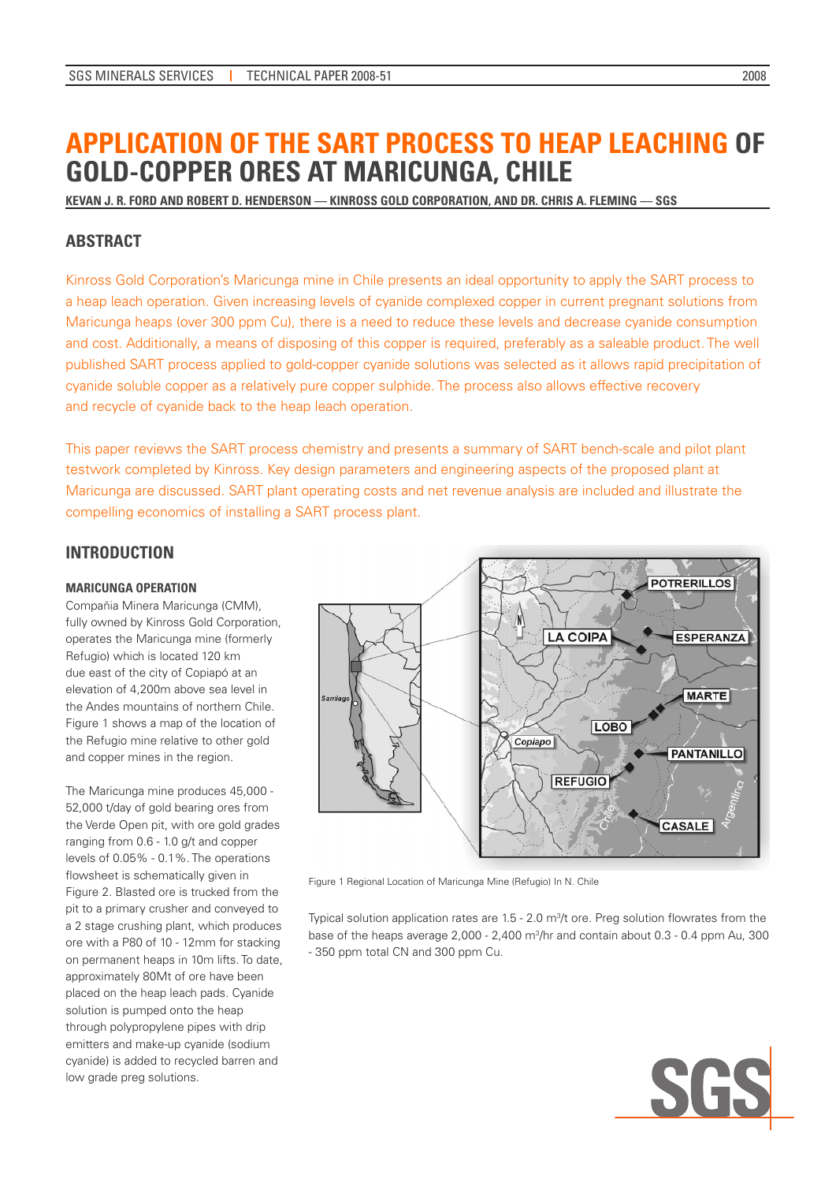# APPLICATION OF THE SART PROCESS TO HEAP LEACHING OF GOLD-COPPER ORES AT MARICUNGA, CHILE

**KEVAN J. R. FORD AND ROBERT D. HENDERSON — KINROSS GOLD CORPORATION, AND DR. CHRIS A. FLEMING — SGS**

## ABSTRACT

Kinross Gold Corporation's Maricunga mine in Chile presents an ideal opportunity to apply the SART process to a heap leach operation. Given increasing levels of cyanide complexed copper in current pregnant solutions from Maricunga heaps (over 300 ppm Cu), there is a need to reduce these levels and decrease cyanide consumption and cost. Additionally, a means of disposing of this copper is required, preferably as a saleable product. The well published SART process applied to gold-copper cyanide solutions was selected as it allows rapid precipitation of cyanide soluble copper as a relatively pure copper sulphide. The process also allows effective recovery and recycle of cyanide back to the heap leach operation.

This paper reviews the SART process chemistry and presents a summary of SART bench-scale and pilot plant testwork completed by Kinross. Key design parameters and engineering aspects of the proposed plant at Maricunga are discussed. SART plant operating costs and net revenue analysis are included and illustrate the compelling economics of installing a SART process plant.

## INTRODUCTION

### MARICUNGA OPERATION

Compañia Minera Maricunga (CMM), fully owned by Kinross Gold Corporation, operates the Maricunga mine (formerly Refugio) which is located 120 km due east of the city of Copiapó at an elevation of 4,200m above sea level in the Andes mountains of northern Chile. Figure 1 shows a map of the location of the Refugio mine relative to other gold and copper mines in the region.

The Maricunga mine produces 45,000 - 52,000 t/day of gold bearing ores from the Verde Open pit, with ore gold grades ranging from 0.6 - 1.0 g/t and copper levels of 0.05% - 0.1%. The operations flowsheet is schematically given in Figure 2. Blasted ore is trucked from the pit to a primary crusher and conveyed to a 2 stage crushing plant, which produces ore with a P80 of 10 - 12mm for stacking on permanent heaps in 10m lifts. To date, approximately 80Mt of ore have been placed on the heap leach pads. Cyanide solution is pumped onto the heap through polypropylene pipes with drip emitters and make-up cyanide (sodium cyanide) is added to recycled barren and low grade preg solutions.

Figure 1 Regional Location of Maricunga Mine (Refugio) In N. Chile

Typical solution application rates are 1.5 - 2.0 $m^3$/t ore. Preg solution flowrates from the base of the heaps average 2,000 - 2,400 $m^3$/hr and contain about 0.3 - 0.4 ppm Au, 300 - 350 ppm total CN and 300 ppm Cu.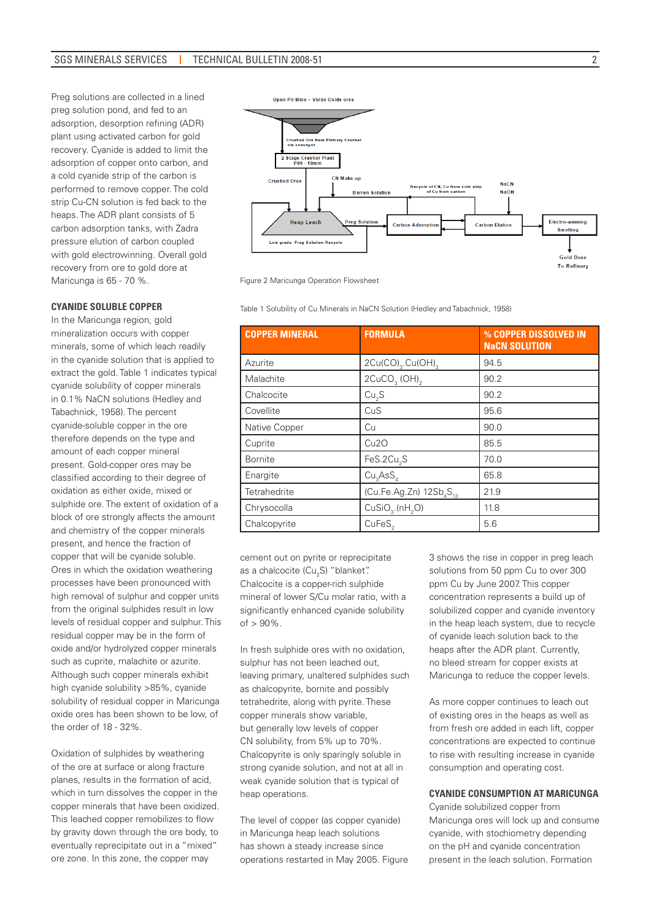Preg solutions are collected in a lined preg solution pond, and fed to an adsorption, desorption refining (ADR) plant using activated carbon for gold recovery. Cyanide is added to limit the adsorption of copper onto carbon, and a cold cyanide strip of the carbon is performed to remove copper. The cold strip Cu-CN solution is fed back to the heaps. The ADR plant consists of 5 carbon adsorption tanks, with Zadra pressure elution of carbon coupled with gold electrowinning. Overall gold recovery from ore to gold dore at Maricunga is 65 - 70 %.

Figure 2 Maricunga Operation Flowsheet

### CYANIDE SOLUBLE COPPER

In the Maricunga region, gold mineralization occurs with copper minerals, some of which leach readily in the cyanide solution that is applied to extract the gold. Table 1 indicates typical cyanide solubility of copper minerals in 0.1% NaCN solutions (Hedley and Tabachnick, 1958). The percent cyanide-soluble copper in the ore therefore depends on the type and amount of each copper mineral present. Gold-copper ores may be classified according to their degree of oxidation as either oxide, mixed or sulphide ore. The extent of oxidation of a block of ore strongly affects the amount and chemistry of the copper minerals present, and hence the fraction of copper that will be cyanide soluble. Ores in which the oxidation weathering processes have been pronounced with high removal of sulphur and copper units from the original sulphides result in low levels of residual copper and sulphur. This residual copper may be in the form of oxide and/or hydrolyzed copper minerals such as cuprite, malachite or azurite. Although such copper minerals exhibit high cyanide solubility >85%, cyanide solubility of residual copper in Maricunga oxide ores has been shown to be low, of the order of 18 - 32%.

Oxidation of sulphides by weathering of the ore at surface or along fracture planes, results in the formation of acid, which in turn dissolves the copper in the copper minerals that have been oxidized. This leached copper remobilizes to flow by gravity down through the ore body, to eventually reprecipitate out in a "mixed" ore zone. In this zone, the copper may

Table 1 Solubility of Cu Minerals in NaCN Solution (Hedley and Tabachnick, 1958)

| COPPER MINERAL | FORMULA | % COPPER DISSOLVED IN NaCN SOLUTION |
|---|---|---|
| Azurite | $2Cu(CO)_3.Cu(OH)_2$ | 94.5 |
| Malachite | $2CuCO_3\,(OH)_2$ | 90.2 |
| Chalcocite | $Cu_2S$ | 90.2 |
| Covellite | CuS | 95.6 |
| Native Copper | Cu | 90.0 |
| Cuprite | Cu2O | 85.5 |
| Bornite | $FeS.2Cu_2S$ | 70.0 |
| Enargite | $Cu_3AsS_4$ | 65.8 |
| Tetrahedrite | $(Cu.Fe.Ag.Zn)\ 12Sb_4S_{13}$ | 21.9 |
| Chrysocolla | $CuSiO_3.(nH_2O)$ | 11.8 |
| Chalcopyrite | $CuFeS_2$ | 5.6 |

cement out on pyrite or reprecipitate as a chalcocite ($Cu_2S$) "blanket". Chalcocite is a copper-rich sulphide mineral of lower S/Cu molar ratio, with a significantly enhanced cyanide solubility of > 90%.

In fresh sulphide ores with no oxidation, sulphur has not been leached out, leaving primary, unaltered sulphides such as chalcopyrite, bornite and possibly tetrahedrite, along with pyrite. These copper minerals show variable, but generally low levels of copper CN solubility, from 5% up to 70%. Chalcopyrite is only sparingly soluble in strong cyanide solution, and not at all in weak cyanide solution that is typical of heap operations.

The level of copper (as copper cyanide) in Maricunga heap leach solutions has shown a steady increase since operations restarted in May 2005. Figure 3 shows the rise in copper in preg leach solutions from 50 ppm Cu to over 300 ppm Cu by June 2007. This copper concentration represents a build up of solubilized copper and cyanide inventory in the heap leach system, due to recycle of cyanide leach solution back to the heaps after the ADR plant. Currently, no bleed stream for copper exists at Maricunga to reduce the copper levels.

As more copper continues to leach out of existing ores in the heaps as well as from fresh ore added in each lift, copper concentrations are expected to continue to rise with resulting increase in cyanide consumption and operating cost.

### CYANIDE CONSUMPTION AT MARICUNGA

Cyanide solubilized copper from Maricunga ores will lock up and consume cyanide, with stochiometry depending on the pH and cyanide concentration present in the leach solution. Formation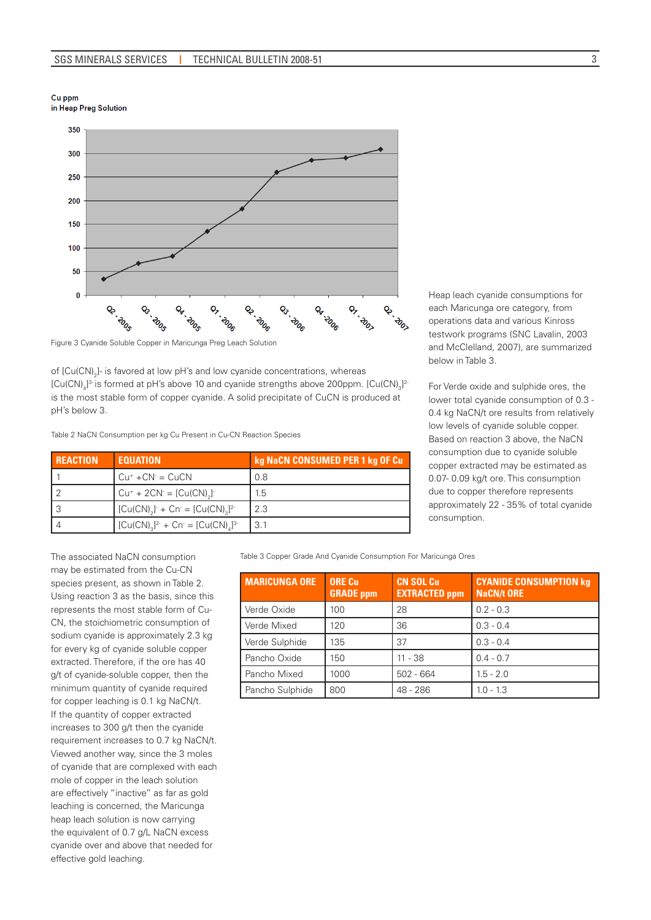Cu ppm
in Heap Preg Solution

Figure 3 Cyanide Soluble Copper in Maricunga Preg Leach Solution

of $[Cu(CN)_2]^-$ is favored at low pH's and low cyanide concentrations, whereas $[Cu(CN)_4]^{3-}$ is formed at pH's above 10 and cyanide strengths above 200ppm. $[Cu(CN)_3]^{2-}$ is the most stable form of copper cyanide. A solid precipitate of CuCN is produced at pH's below 3.

Table 2 NaCN Consumption per kg Cu Present in Cu-CN Reaction Species

| REACTION | EQUATION | kg NaCN CONSUMED PER 1 kg OF Cu |
|---|---|---|
| 1 | $Cu^+ + CN^- = CuCN$ | 0.8 |
| 2 | $Cu^+ + 2CN^- = [Cu(CN)_2]^-$ | 1.5 |
| 3 | $[Cu(CN)_2]^- + Cn^- = [Cu(CN)_3]^{2-}$ | 2.3 |
| 4 | $[Cu(CN)_3]^{2-} + Cn^- = [Cu(CN)_4]^{3-}$ | 3.1 |

The associated NaCN consumption may be estimated from the Cu-CN species present, as shown in Table 2. Using reaction 3 as the basis, since this represents the most stable form of Cu-CN, the stoichiometric consumption of sodium cyanide is approximately 2.3 kg for every kg of cyanide soluble copper extracted. Therefore, if the ore has 40 g/t of cyanide-soluble copper, then the minimum quantity of cyanide required for copper leaching is 0.1 kg NaCN/t. If the quantity of copper extracted increases to 300 g/t then the cyanide requirement increases to 0.7 kg NaCN/t. Viewed another way, since the 3 moles of cyanide that are complexed with each mole of copper in the leach solution are effectively "inactive" as far as gold leaching is concerned, the Maricunga heap leach solution is now carrying the equivalent of 0.7 g/L NaCN excess cyanide over and above that needed for effective gold leaching.

Heap leach cyanide consumptions for each Maricunga ore category, from operations data and various Kinross testwork programs (SNC Lavalin, 2003 and McClelland, 2007), are summarized below in Table 3.

For Verde oxide and sulphide ores, the lower total cyanide consumption of 0.3 - 0.4 kg NaCN/t ore results from relatively low levels of cyanide soluble copper. Based on reaction 3 above, the NaCN consumption due to cyanide soluble copper extracted may be estimated as 0.07- 0.09 kg/t ore. This consumption due to copper therefore represents approximately 22 - 35% of total cyanide consumption.

Table 3 Copper Grade And Cyanide Consumption For Maricunga Ores

| MARICUNGA ORE | ORE Cu GRADE ppm | CN SOL Cu EXTRACTED ppm | CYANIDE CONSUMPTION kg NaCN/t ORE |
|---|---|---|---|
| Verde Oxide | 100 | 28 | 0.2 - 0.3 |
| Verde Mixed | 120 | 36 | 0.3 - 0.4 |
| Verde Sulphide | 135 | 37 | 0.3 - 0.4 |
| Pancho Oxide | 150 | 11 - 38 | 0.4 - 0.7 |
| Pancho Mixed | 1000 | 502 - 664 | 1.5 - 2.0 |
| Pancho Sulphide | 800 | 48 - 286 | 1.0 - 1.3 |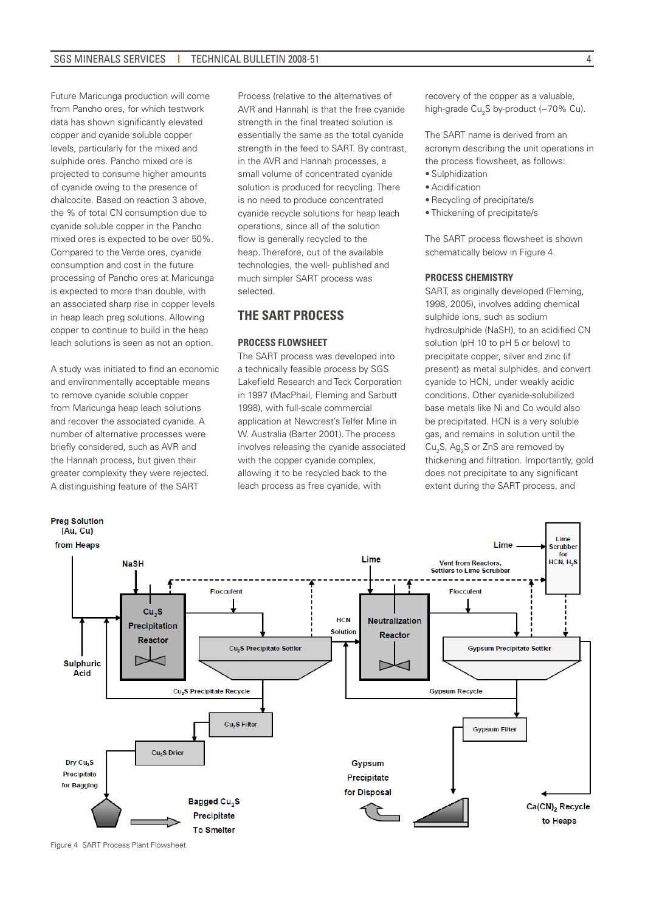Future Maricunga production will come from Pancho ores, for which testwork data has shown significantly elevated copper and cyanide soluble copper levels, particularly for the mixed and sulphide ores. Pancho mixed ore is projected to consume higher amounts of cyanide owing to the presence of chalcocite. Based on reaction 3 above, the % of total CN consumption due to cyanide soluble copper in the Pancho mixed ores is expected to be over 50%. Compared to the Verde ores, cyanide consumption and cost in the future processing of Pancho ores at Maricunga is expected to more than double, with an associated sharp rise in copper levels in heap leach preg solutions. Allowing copper to continue to build in the heap leach solutions is seen as not an option.

A study was initiated to find an economic and environmentally acceptable means to remove cyanide soluble copper from Maricunga heap leach solutions and recover the associated cyanide. A number of alternative processes were briefly considered, such as AVR and the Hannah process, but given their greater complexity they were rejected. A distinguishing feature of the SART Process (relative to the alternatives of AVR and Hannah) is that the free cyanide strength in the final treated solution is essentially the same as the total cyanide strength in the feed to SART. By contrast, in the AVR and Hannah processes, a small volume of concentrated cyanide solution is produced for recycling. There is no need to produce concentrated cyanide recycle solutions for heap leach operations, since all of the solution flow is generally recycled to the heap. Therefore, out of the available technologies, the well- published and much simpler SART process was selected.

## THE SART PROCESS

### PROCESS FLOWSHEET

The SART process was developed into a technically feasible process by SGS Lakefield Research and Teck Corporation in 1997 (MacPhail, Fleming and Sarbutt 1998), with full-scale commercial application at Newcrest's Telfer Mine in W. Australia (Barter 2001). The process involves releasing the cyanide associated with the copper cyanide complex, allowing it to be recycled back to the leach process as free cyanide, with recovery of the copper as a valuable, high-grade $Cu_2S$ by-product (~70% Cu).

The SART name is derived from an acronym describing the unit operations in the process flowsheet, as follows:

- Sulphidization
- Acidification
- Recycling of precipitate/s
- Thickening of precipitate/s

The SART process flowsheet is shown schematically below in Figure 4.

### PROCESS CHEMISTRY

SART, as originally developed (Fleming, 1998, 2005), involves adding chemical sulphide ions, such as sodium hydrosulphide (NaSH), to an acidified CN solution (pH 10 to pH 5 or below) to precipitate copper, silver and zinc (if present) as metal sulphides, and convert cyanide to HCN, under weakly acidic conditions. Other cyanide-solubilized base metals like Ni and Co would also be precipitated. HCN is a very soluble gas, and remains in solution until the $Cu_2S$, $Ag_2S$ or ZnS are removed by thickening and filtration. Importantly, gold does not precipitate to any significant extent during the SART process, and

Figure 4 SART Process Plant Flowsheet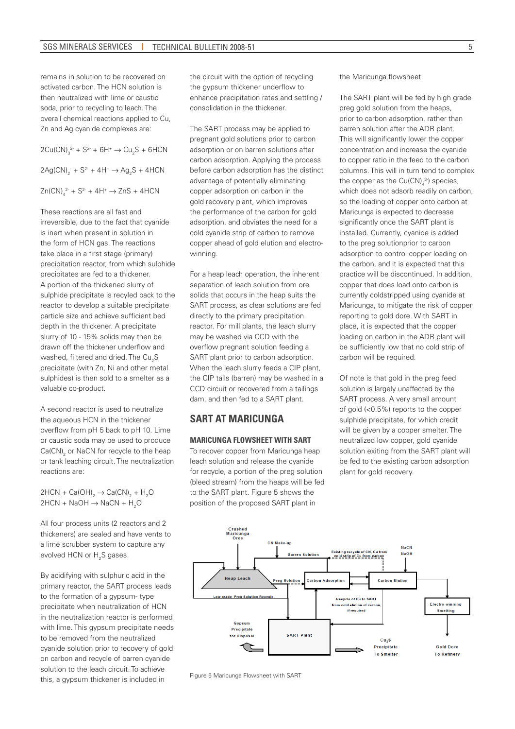remains in solution to be recovered on activated carbon. The HCN solution is then neutralized with lime or caustic soda, prior to recycling to leach. The overall chemical reactions applied to Cu, Zn and Ag cyanide complexes are:

$$2Cu(CN)_3^{2-} + S^{2-} + 6H^+ \rightarrow Cu_2S + 6HCN$$

$$2Ag(CN)_2^- + S^{2-} + 4H^+ \rightarrow Ag_2S + 4HCN$$

$$Zn(CN)_4^{2-} + S^{2-} + 4H^+ \rightarrow ZnS + 4HCN$$

These reactions are all fast and irreversible, due to the fact that cyanide is inert when present in solution in the form of HCN gas. The reactions take place in a first stage (primary) precipitation reactor, from which sulphide precipitates are fed to a thickener. A portion of the thickened slurry of sulphide precipitate is recyled back to the reactor to develop a suitable precipitate particle size and achieve sufficient bed depth in the thickener. A precipitate slurry of 10 - 15% solids may then be drawn off the thickener underflow and washed, filtered and dried. The $Cu_2S$ precipitate (with Zn, Ni and other metal sulphides) is then sold to a smelter as a valuable co-product.

A second reactor is used to neutralize the aqueous HCN in the thickener overflow from pH 5 back to pH 10. Lime or caustic soda may be used to produce $Ca(CN)_2$ or NaCN for recycle to the heap or tank leaching circuit. The neutralization reactions are:

$$2HCN + Ca(OH)_2 \rightarrow Ca(CN)_2 + H_2O$$
$$2HCN + NaOH \rightarrow NaCN + H_2O$$

All four process units (2 reactors and 2 thickeners) are sealed and have vents to a lime scrubber system to capture any evolved HCN or $H_2S$ gases.

By acidifying with sulphuric acid in the primary reactor, the SART process leads to the formation of a gypsum- type precipitate when neutralization of HCN in the neutralization reactor is performed with lime. This gypsum precipitate needs to be removed from the neutralized cyanide solution prior to recovery of gold on carbon and recycle of barren cyanide solution to the leach circuit. To achieve this, a gypsum thickener is included in the circuit with the option of recycling the gypsum thickener underflow to enhance precipitation rates and settling / consolidation in the thickener.

The SART process may be applied to pregnant gold solutions prior to carbon adsorption or on barren solutions after carbon adsorption. Applying the process before carbon adsorption has the distinct advantage of potentially eliminating copper adsorption on carbon in the gold recovery plant, which improves the performance of the carbon for gold adsorption, and obviates the need for a cold cyanide strip of carbon to remove copper ahead of gold elution and electro-winning.

For a heap leach operation, the inherent separation of leach solution from ore solids that occurs in the heap suits the SART process, as clear solutions are fed directly to the primary precipitation reactor. For mill plants, the leach slurry may be washed via CCD with the overflow pregnant solution feeding a SART plant prior to carbon adsorption. When the leach slurry feeds a CIP plant, the CIP tails (barren) may be washed in a CCD circuit or recovered from a tailings dam, and then fed to a SART plant.

## SART AT MARICUNGA

### MARICUNGA FLOWSHEET WITH SART

To recover copper from Maricunga heap leach solution and release the cyanide for recycle, a portion of the preg solution (bleed stream) from the heaps will be fed to the SART plant. Figure 5 shows the position of the proposed SART plant in the Maricunga flowsheet.

The SART plant will be fed by high grade preg gold solution from the heaps, prior to carbon adsorption, rather than barren solution after the ADR plant. This will significantly lower the copper concentration and increase the cyanide to copper ratio in the feed to the carbon columns. This will in turn tend to complex the copper as the $Cu(CN)_4^{3-}$ species, which does not adsorb readily on carbon, so the loading of copper onto carbon at Maricunga is expected to decrease significantly once the SART plant is installed. Currently, cyanide is added to the preg solutionprior to carbon adsorption to control copper loading on the carbon, and it is expected that this practice will be discontinued. In addition, copper that does load onto carbon is currently coldstripped using cyanide at Maricunga, to mitigate the risk of copper reporting to gold dore. With SART in place, it is expected that the copper loading on carbon in the ADR plant will be sufficiently low that no cold strip of carbon will be required.

Of note is that gold in the preg feed solution is largely unaffected by the SART process. A very small amount of gold (<0.5%) reports to the copper sulphide precipitate, for which credit will be given by a copper smelter. The neutralized low copper, gold cyanide solution exiting from the SART plant will be fed to the existing carbon adsorption plant for gold recovery.

Figure 5 Maricunga Flowsheet with SART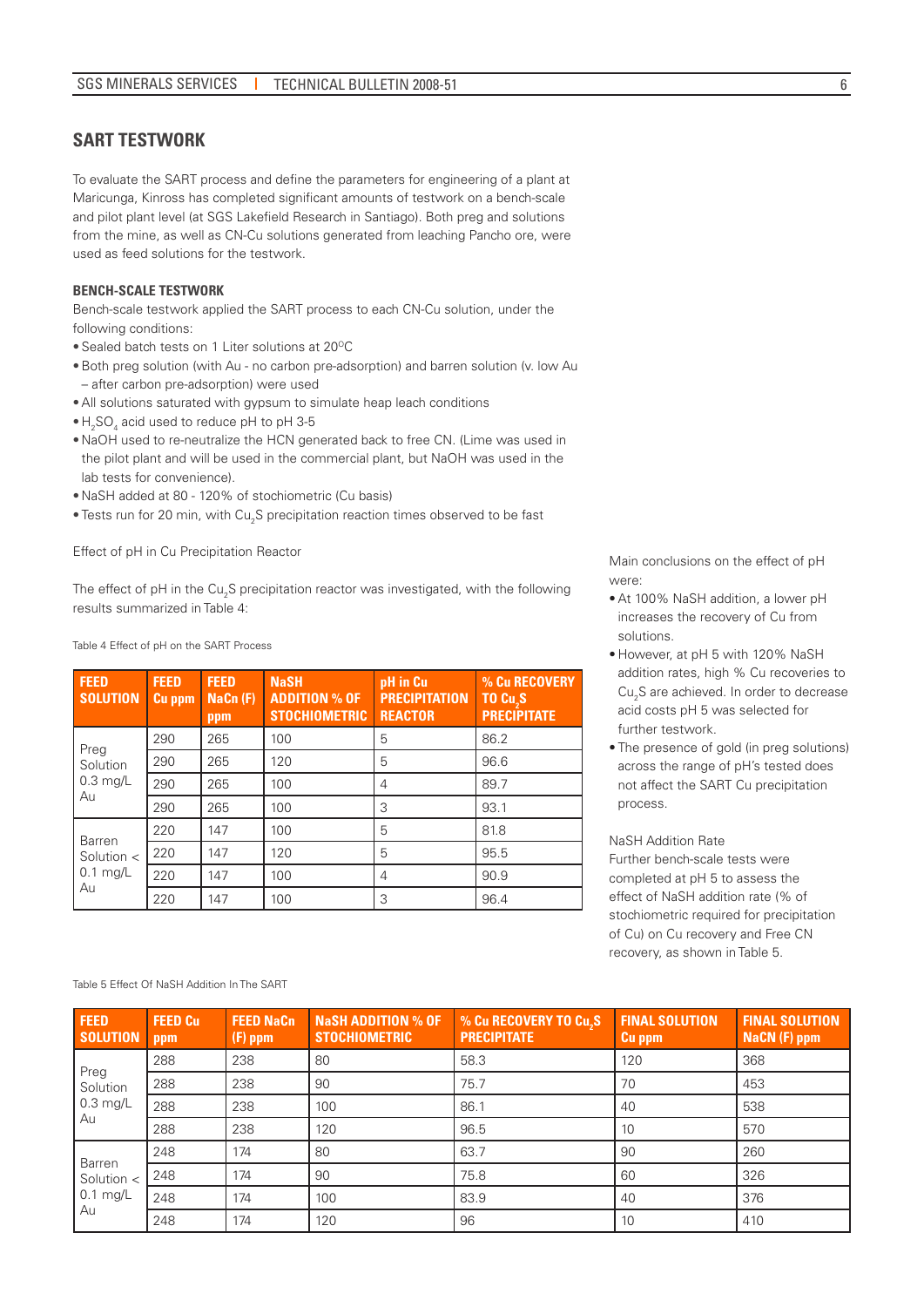## SART TESTWORK

To evaluate the SART process and define the parameters for engineering of a plant at Maricunga, Kinross has completed significant amounts of testwork on a bench-scale and pilot plant level (at SGS Lakefield Research in Santiago). Both preg and solutions from the mine, as well as CN-Cu solutions generated from leaching Pancho ore, were used as feed solutions for the testwork.

### BENCH-SCALE TESTWORK

Bench-scale testwork applied the SART process to each CN-Cu solution, under the following conditions:

- Sealed batch tests on 1 Liter solutions at 20°C
- Both preg solution (with Au - no carbon pre-adsorption) and barren solution (v. low Au – after carbon pre-adsorption) were used
- All solutions saturated with gypsum to simulate heap leach conditions
- $H_2SO_4$ acid used to reduce pH to pH 3-5
- NaOH used to re-neutralize the HCN generated back to free CN. (Lime was used in the pilot plant and will be used in the commercial plant, but NaOH was used in the lab tests for convenience).
- NaSH added at 80 - 120% of stochiometric (Cu basis)
- Tests run for 20 min, with $Cu_2S$ precipitation reaction times observed to be fast

Effect of pH in Cu Precipitation Reactor

The effect of pH in the $Cu_2S$ precipitation reactor was investigated, with the following results summarized in Table 4:

Table 4 Effect of pH on the SART Process

| FEED SOLUTION | FEED Cu ppm | FEED NaCn (F) ppm | NaSH ADDITION % OF STOCHIOMETRIC | pH in Cu PRECIPITATION REACTOR | % Cu RECOVERY TO $Cu_2S$ PRECIPITATE |
|---|---|---|---|---|---|
| Preg Solution 0.3 mg/L Au | 290 | 265 | 100 | 5 | 86.2 |
| | 290 | 265 | 120 | 5 | 96.6 |
| | 290 | 265 | 100 | 4 | 89.7 |
| | 290 | 265 | 100 | 3 | 93.1 |
| Barren Solution < 0.1 mg/L Au | 220 | 147 | 100 | 5 | 81.8 |
| | 220 | 147 | 120 | 5 | 95.5 |
| | 220 | 147 | 100 | 4 | 90.9 |
| | 220 | 147 | 100 | 3 | 96.4 |

Main conclusions on the effect of pH were:

- At 100% NaSH addition, a lower pH increases the recovery of Cu from solutions.
- However, at pH 5 with 120% NaSH addition rates, high % Cu recoveries to $Cu_2S$ are achieved. In order to decrease acid costs pH 5 was selected for further testwork.
- The presence of gold (in preg solutions) across the range of pH's tested does not affect the SART Cu precipitation process.

NaSH Addition Rate

Further bench-scale tests were completed at pH 5 to assess the effect of NaSH addition rate (% of stochiometric required for precipitation of Cu) on Cu recovery and Free CN recovery, as shown in Table 5.

Table 5 Effect Of NaSH Addition In The SART

| FEED SOLUTION | FEED Cu ppm | FEED NaCn (F) ppm | NaSH ADDITION % OF STOCHIOMETRIC | % Cu RECOVERY TO $Cu_2S$ PRECIPITATE | FINAL SOLUTION Cu ppm | FINAL SOLUTION NaCN (F) ppm |
|---|---|---|---|---|---|---|
| Preg Solution 0.3 mg/L Au | 288 | 238 | 80 | 58.3 | 120 | 368 |
| | 288 | 238 | 90 | 75.7 | 70 | 453 |
| | 288 | 238 | 100 | 86.1 | 40 | 538 |
| | 288 | 238 | 120 | 96.5 | 10 | 570 |
| Barren Solution < 0.1 mg/L Au | 248 | 174 | 80 | 63.7 | 90 | 260 |
| | 248 | 174 | 90 | 75.8 | 60 | 326 |
| | 248 | 174 | 100 | 83.9 | 40 | 376 |
| | 248 | 174 | 120 | 96 | 10 | 410 |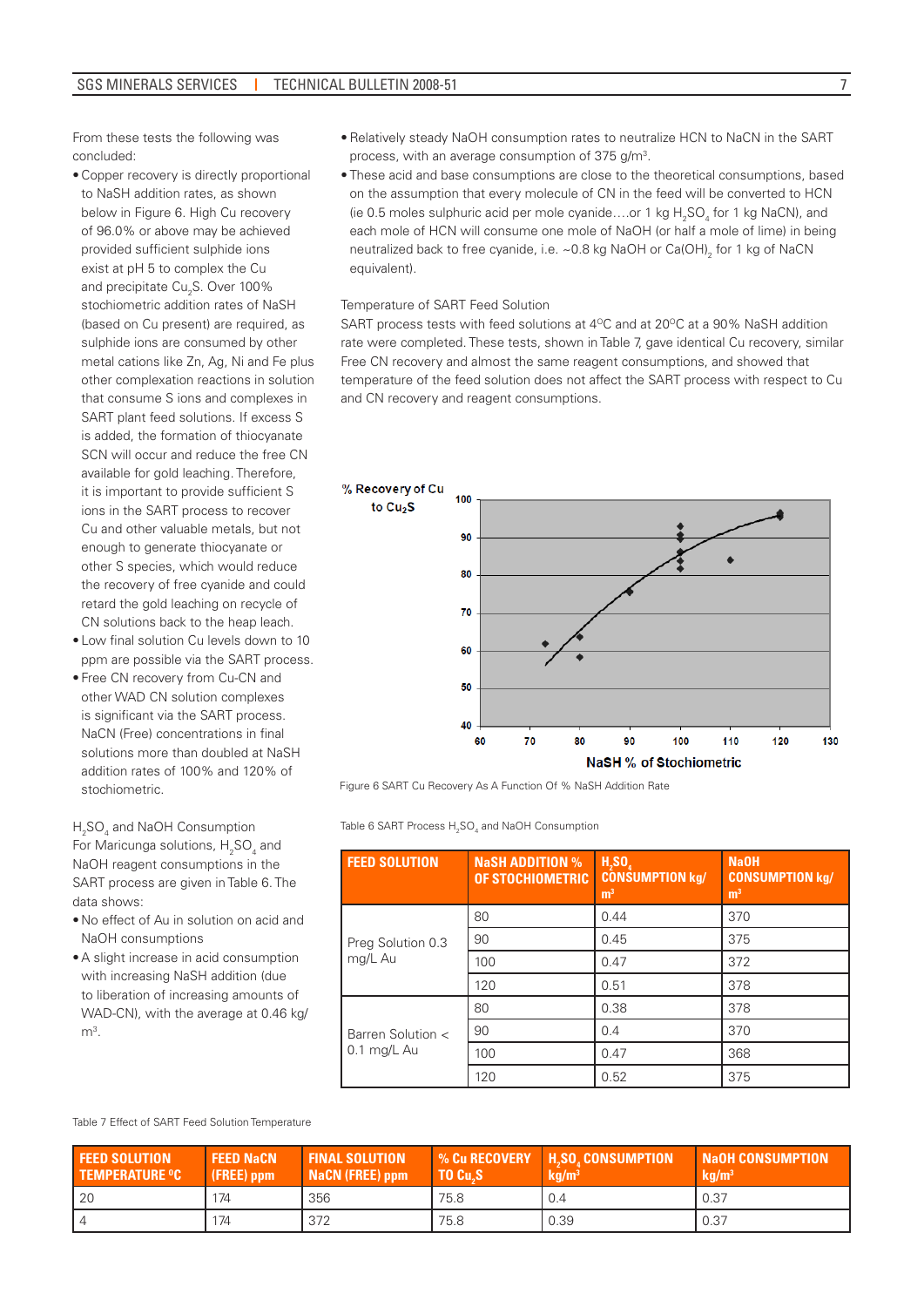From these tests the following was concluded:

- Copper recovery is directly proportional to NaSH addition rates, as shown below in Figure 6. High Cu recovery of 96.0% or above may be achieved provided sufficient sulphide ions exist at pH 5 to complex the Cu and precipitate $Cu_2S$. Over 100% stochiometric addition rates of NaSH (based on Cu present) are required, as sulphide ions are consumed by other metal cations like Zn, Ag, Ni and Fe plus other complexation reactions in solution that consume S ions and complexes in SART plant feed solutions. If excess S is added, the formation of thiocyanate SCN will occur and reduce the free CN available for gold leaching. Therefore, it is important to provide sufficient S ions in the SART process to recover Cu and other valuable metals, but not enough to generate thiocyanate or other S species, which would reduce the recovery of free cyanide and could retard the gold leaching on recycle of CN solutions back to the heap leach.
- Low final solution Cu levels down to 10 ppm are possible via the SART process.
- Free CN recovery from Cu-CN and other WAD CN solution complexes is significant via the SART process. NaCN (Free) concentrations in final solutions more than doubled at NaSH addition rates of 100% and 120% of stochiometric.

$H_2SO_4$ and NaOH Consumption

For Maricunga solutions, $H_2SO_4$ and NaOH reagent consumptions in the SART process are given in Table 6. The data shows:

- No effect of Au in solution on acid and NaOH consumptions
- A slight increase in acid consumption with increasing NaSH addition (due to liberation of increasing amounts of WAD-CN), with the average at 0.46 kg/m$^3$.
- Relatively steady NaOH consumption rates to neutralize HCN to NaCN in the SART process, with an average consumption of 375 g/m$^3$.
- These acid and base consumptions are close to the theoretical consumptions, based on the assumption that every molecule of CN in the feed will be converted to HCN (ie 0.5 moles sulphuric acid per mole cyanide….or 1 kg $H_2SO_4$ for 1 kg NaCN), and each mole of HCN will consume one mole of NaOH (or half a mole of lime) in being neutralized back to free cyanide, i.e. ~0.8 kg NaOH or $Ca(OH)_2$ for 1 kg of NaCN equivalent).

Temperature of SART Feed Solution

SART process tests with feed solutions at 4$^{O}$C and at 20$^{O}$C at a 90% NaSH addition rate were completed. These tests, shown in Table 7, gave identical Cu recovery, similar Free CN recovery and almost the same reagent consumptions, and showed that temperature of the feed solution does not affect the SART process with respect to Cu and CN recovery and reagent consumptions.

Figure 6 SART Cu Recovery As A Function Of % NaSH Addition Rate

Table 6 SART Process $H_2SO_4$ and NaOH Consumption

| FEED SOLUTION | NaSH ADDITION % OF STOCHIOMETRIC | $H_2SO_4$ CONSUMPTION kg/m$^3$ | NaOH CONSUMPTION kg/m$^3$ |
|---|---|---|---|
| Preg Solution 0.3 mg/L Au | 80 | 0.44 | 370 |
| | 90 | 0.45 | 375 |
| | 100 | 0.47 | 372 |
| | 120 | 0.51 | 378 |
| Barren Solution < 0.1 mg/L Au | 80 | 0.38 | 378 |
| | 90 | 0.4 | 370 |
| | 100 | 0.47 | 368 |
| | 120 | 0.52 | 375 |

Table 7 Effect of SART Feed Solution Temperature

| FEED SOLUTION TEMPERATURE $^{O}$C | FEED NaCN (FREE) ppm | FINAL SOLUTION NaCN (FREE) ppm | % Cu RECOVERY TO $Cu_2S$ | $H_2SO_4$ CONSUMPTION kg/m$^3$ | NaOH CONSUMPTION kg/m$^3$ |
|---|---|---|---|---|---|
| 20 | 174 | 356 | 75.8 | 0.4 | 0.37 |
| 4 | 174 | 372 | 75.8 | 0.39 | 0.37 |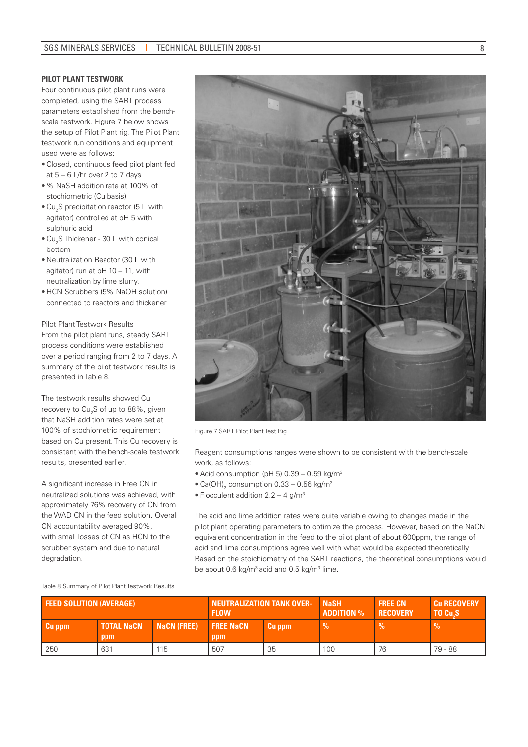### PILOT PLANT TESTWORK

Four continuous pilot plant runs were completed, using the SART process parameters established from the bench-scale testwork. Figure 7 below shows the setup of Pilot Plant rig. The Pilot Plant testwork run conditions and equipment used were as follows:

- Closed, continuous feed pilot plant fed at 5 – 6 L/hr over 2 to 7 days
- % NaSH addition rate at 100% of stochiometric (Cu basis)
- $Cu_2S$ precipitation reactor (5 L with agitator) controlled at pH 5 with sulphuric acid
- $Cu_2S$ Thickener - 30 L with conical bottom
- Neutralization Reactor (30 L with agitator) run at pH 10 – 11, with neutralization by lime slurry.
- HCN Scrubbers (5% NaOH solution) connected to reactors and thickener

Pilot Plant Testwork Results

From the pilot plant runs, steady SART process conditions were established over a period ranging from 2 to 7 days. A summary of the pilot testwork results is presented in Table 8.

The testwork results showed Cu recovery to $Cu_2S$ of up to 88%, given that NaSH addition rates were set at 100% of stochiometric requirement based on Cu present. This Cu recovery is consistent with the bench-scale testwork results, presented earlier.

A significant increase in Free CN in neutralized solutions was achieved, with approximately 76% recovery of CN from the WAD CN in the feed solution. Overall CN accountability averaged 90%, with small losses of CN as HCN to the scrubber system and due to natural degradation.

Figure 7 SART Pilot Plant Test Rig

Reagent consumptions ranges were shown to be consistent with the bench-scale work, as follows:

- Acid consumption (pH 5) 0.39 – 0.59 kg/m$^3$
- $Ca(OH)_2$ consumption 0.33 – 0.56 kg/m$^3$
- Flocculent addition 2.2 – 4 g/m$^3$

The acid and lime addition rates were quite variable owing to changes made in the pilot plant operating parameters to optimize the process. However, based on the NaCN equivalent concentration in the feed to the pilot plant of about 600ppm, the range of acid and lime consumptions agree well with what would be expected theoretically Based on the stoichiometry of the SART reactions, the theoretical consumptions would be about 0.6 kg/m$^3$ acid and 0.5 kg/m$^3$ lime.

Table 8 Summary of Pilot Plant Testwork Results

| FEED SOLUTION (AVERAGE) | | | NEUTRALIZATION TANK OVER-FLOW | | NaSH ADDITION % | FREE CN RECOVERY | Cu RECOVERY TO $Cu_2S$ |
|---|---|---|---|---|---|---|---|
| Cu ppm | TOTAL NaCN ppm | NaCN (FREE) | FREE NaCN ppm | Cu ppm | % | % | % |
| 250 | 631 | 115 | 507 | 35 | 100 | 76 | 79 - 88 |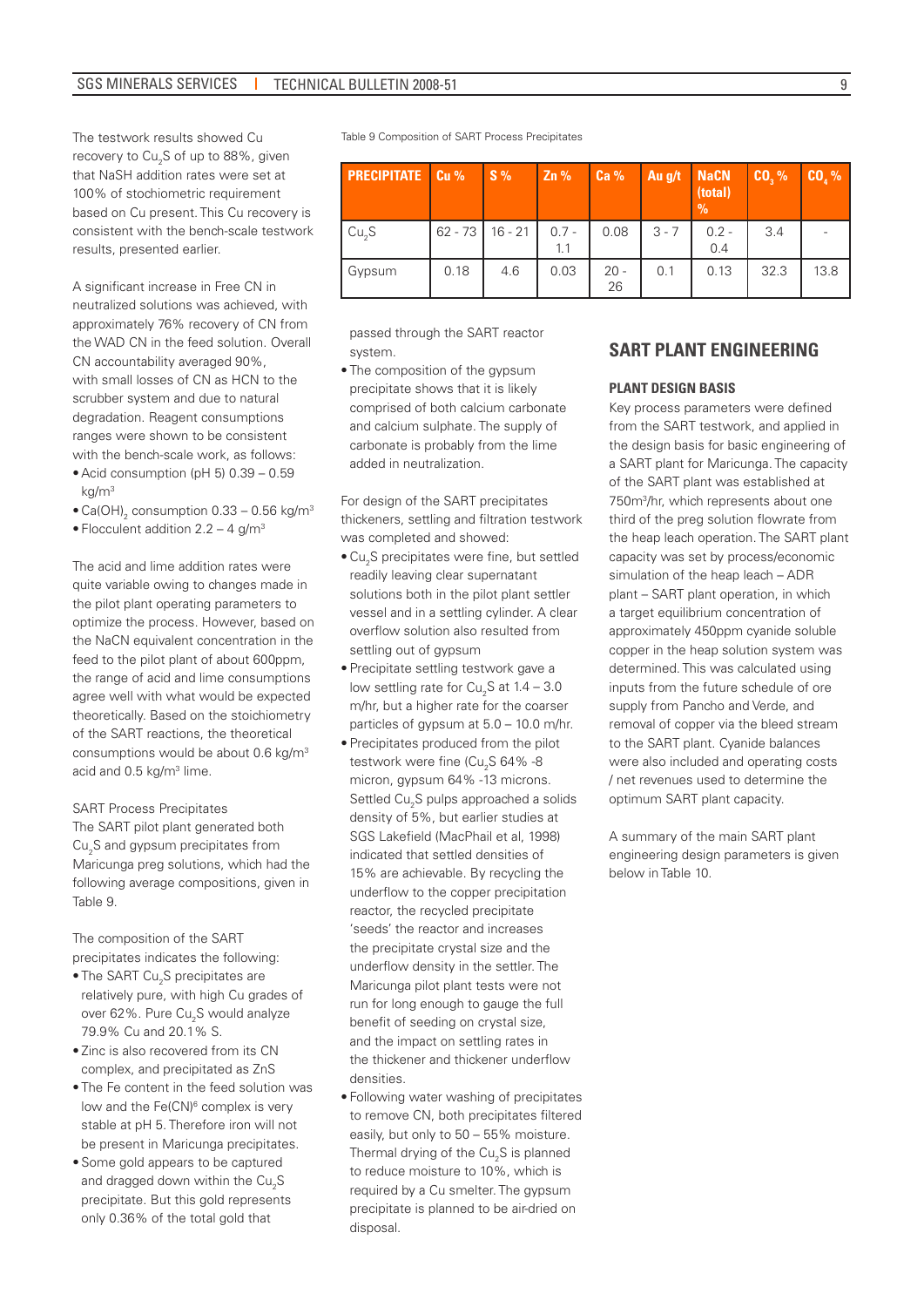The testwork results showed Cu recovery to $Cu_2S$ of up to 88%, given that NaSH addition rates were set at 100% of stochiometric requirement based on Cu present. This Cu recovery is consistent with the bench-scale testwork results, presented earlier.

A significant increase in Free CN in neutralized solutions was achieved, with approximately 76% recovery of CN from the WAD CN in the feed solution. Overall CN accountability averaged 90%, with small losses of CN as HCN to the scrubber system and due to natural degradation. Reagent consumptions ranges were shown to be consistent with the bench-scale work, as follows:

- Acid consumption (pH 5) 0.39 – 0.59 kg/m$^3$
- $Ca(OH)_2$ consumption 0.33 – 0.56 kg/m$^3$
- Flocculent addition 2.2 – 4 g/m$^3$

The acid and lime addition rates were quite variable owing to changes made in the pilot plant operating parameters to optimize the process. However, based on the NaCN equivalent concentration in the feed to the pilot plant of about 600ppm, the range of acid and lime consumptions agree well with what would be expected theoretically. Based on the stoichiometry of the SART reactions, the theoretical consumptions would be about 0.6 kg/m$^3$ acid and 0.5 kg/m$^3$ lime.

SART Process Precipitates

The SART pilot plant generated both $Cu_2S$ and gypsum precipitates from Maricunga preg solutions, which had the following average compositions, given in Table 9.

Table 9 Composition of SART Process Precipitates

| PRECIPITATE | Cu % | S % | Zn % | Ca % | Au g/t | NaCN (total) % | $CO_3$ % | $CO_4$ % |
|---|---|---|---|---|---|---|---|---|
| $Cu_2S$ | 62 - 73 | 16 - 21 | 0.7 - 1.1 | 0.08 | 3 - 7 | 0.2 - 0.4 | 3.4 | - |
| Gypsum | 0.18 | 4.6 | 0.03 | 20 - 26 | 0.1 | 0.13 | 32.3 | 13.8 |

The composition of the SART precipitates indicates the following:

- The SART $Cu_2S$ precipitates are relatively pure, with high Cu grades of over 62%. Pure $Cu_2S$ would analyze 79.9% Cu and 20.1% S.
- Zinc is also recovered from its CN complex, and precipitated as ZnS
- The Fe content in the feed solution was low and the $Fe(CN)^6$ complex is very stable at pH 5. Therefore iron will not be present in Maricunga precipitates.
- Some gold appears to be captured and dragged down within the $Cu_2S$ precipitate. But this gold represents only 0.36% of the total gold that passed through the SART reactor system.
- The composition of the gypsum precipitate shows that it is likely comprised of both calcium carbonate and calcium sulphate. The supply of carbonate is probably from the lime added in neutralization.

For design of the SART precipitates thickeners, settling and filtration testwork was completed and showed:

- $Cu_2S$ precipitates were fine, but settled readily leaving clear supernatant solutions both in the pilot plant settler vessel and in a settling cylinder. A clear overflow solution also resulted from settling out of gypsum
- Precipitate settling testwork gave a low settling rate for $Cu_2S$ at 1.4 – 3.0 m/hr, but a higher rate for the coarser particles of gypsum at 5.0 – 10.0 m/hr.
- Precipitates produced from the pilot testwork were fine ($Cu_2S$ 64% -8 micron, gypsum 64% -13 microns. Settled $Cu_2S$ pulps approached a solids density of 5%, but earlier studies at SGS Lakefield (MacPhail et al, 1998) indicated that settled densities of 15% are achievable. By recycling the underflow to the copper precipitation reactor, the recycled precipitate 'seeds' the reactor and increases the precipitate crystal size and the underflow density in the settler. The Maricunga pilot plant tests were not run for long enough to gauge the full benefit of seeding on crystal size, and the impact on settling rates in the thickener and thickener underflow densities.
- Following water washing of precipitates to remove CN, both precipitates filtered easily, but only to 50 – 55% moisture. Thermal drying of the $Cu_2S$ is planned to reduce moisture to 10%, which is required by a Cu smelter. The gypsum precipitate is planned to be air-dried on disposal.

## SART PLANT ENGINEERING

### PLANT DESIGN BASIS

Key process parameters were defined from the SART testwork, and applied in the design basis for basic engineering of a SART plant for Maricunga. The capacity of the SART plant was established at 750m$^3$/hr, which represents about one third of the heap leach operation. The SART plant capacity was set by process/economic simulation of the heap leach – ADR plant – SART plant operation, in which a target equilibrium concentration of approximately 450ppm cyanide soluble copper in the heap solution system was determined. This was calculated using inputs from the future schedule of ore supply from Pancho and Verde, and removal of copper via the bleed stream to the SART plant. Cyanide balances were also included and operating costs / net revenues used to determine the optimum SART plant capacity.

A summary of the main SART plant engineering design parameters is given below in Table 10.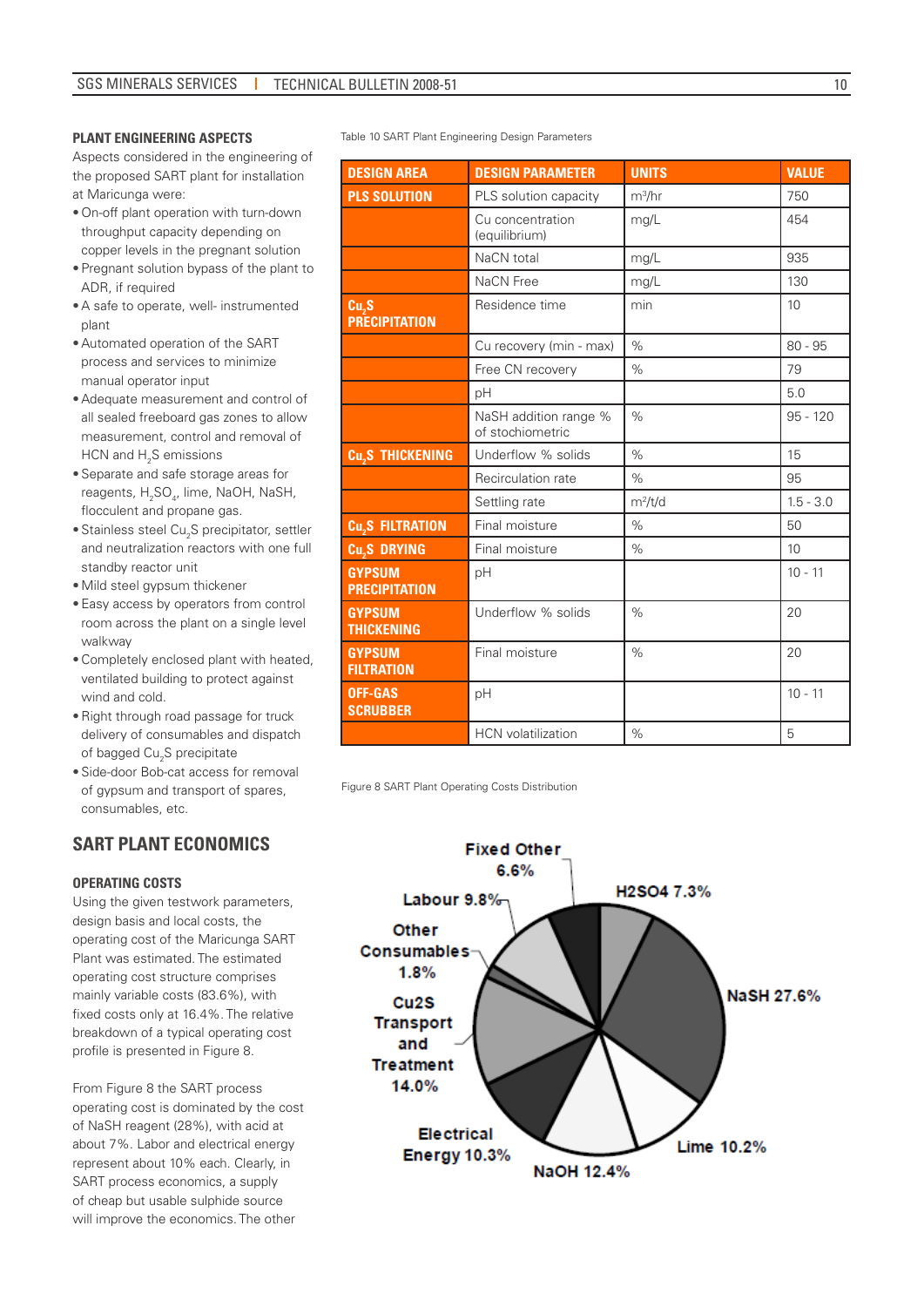## PLANT ENGINEERING ASPECTS

Aspects considered in the engineering of the proposed SART plant for installation at Maricunga were:

- On-off plant operation with turn-down throughput capacity depending on copper levels in the pregnant solution
- Pregnant solution bypass of the plant to ADR, if required
- A safe to operate, well- instrumented plant
- Automated operation of the SART process and services to minimize manual operator input
- Adequate measurement and control of all sealed freeboard gas zones to allow measurement, control and removal of HCN and $H_2S$ emissions
- Separate and safe storage areas for reagents, $H_2SO_4$, lime, NaOH, NaSH, flocculent and propane gas.
- Stainless steel $Cu_2S$ precipitator, settler and neutralization reactors with one full standby reactor unit
- Mild steel gypsum thickener
- Easy access by operators from control room across the plant on a single level walkway
- Completely enclosed plant with heated, ventilated building to protect against wind and cold.
- Right through road passage for truck delivery of consumables and dispatch of bagged $Cu_2S$ precipitate
- Side-door Bob-cat access for removal of gypsum and transport of spares, consumables, etc.

Table 10 SART Plant Engineering Design Parameters

| DESIGN AREA | DESIGN PARAMETER | UNITS | VALUE |
|---|---|---|---|
| PLS SOLUTION | PLS solution capacity | $m^3/hr$ | 750 |
| | Cu concentration (equilibrium) | mg/L | 454 |
| | NaCN total | mg/L | 935 |
| | NaCN Free | mg/L | 130 |
| $Cu_2S$ PRECIPITATION | Residence time | min | 10 |
| | Cu recovery (min - max) | % | 80 - 95 |
| | Free CN recovery | % | 79 |
| | pH | | 5.0 |
| | NaSH addition range % of stochiometric | % | 95 - 120 |
| $Cu_2S$ THICKENING | Underflow % solids | % | 15 |
| | Recirculation rate | % | 95 |
| | Settling rate | $m^2/t/d$ | 1.5 - 3.0 |
| $Cu_2S$ FILTRATION | Final moisture | % | 50 |
| $Cu_2S$ DRYING | Final moisture | % | 10 |
| GYPSUM PRECIPITATION | pH | | 10 - 11 |
| GYPSUM THICKENING | Underflow % solids | % | 20 |
| GYPSUM FILTRATION | Final moisture | % | 20 |
| OFF-GAS SCRUBBER | pH | | 10 - 11 |
| | HCN volatilization | % | 5 |

## SART PLANT ECONOMICS

### OPERATING COSTS

Using the given testwork parameters, design basis and local costs, the operating cost of the Maricunga SART Plant was estimated. The estimated operating cost structure comprises mainly variable costs (83.6%), with fixed costs only at 16.4%. The relative breakdown of a typical operating cost profile is presented in Figure 8.

From Figure 8 the SART process operating cost is dominated by the cost of NaSH reagent (28%), with acid at about 7%. Labor and electrical energy represent about 10% each. Clearly, in SART process economics, a supply of cheap but usable sulphide source will improve the economics. The other

Figure 8 SART Plant Operating Costs Distribution

| Cost item | Share |
|---|---|
| H2SO4 | 7.3% |
| NaSH | 27.6% |
| Lime | 10.2% |
| NaOH | 12.4% |
| Electrical Energy | 10.3% |
| Cu2S Transport and Treatment | 14.0% |
| Other Consumables | 1.8% |
| Labour | 9.8% |
| Fixed Other | 6.6% |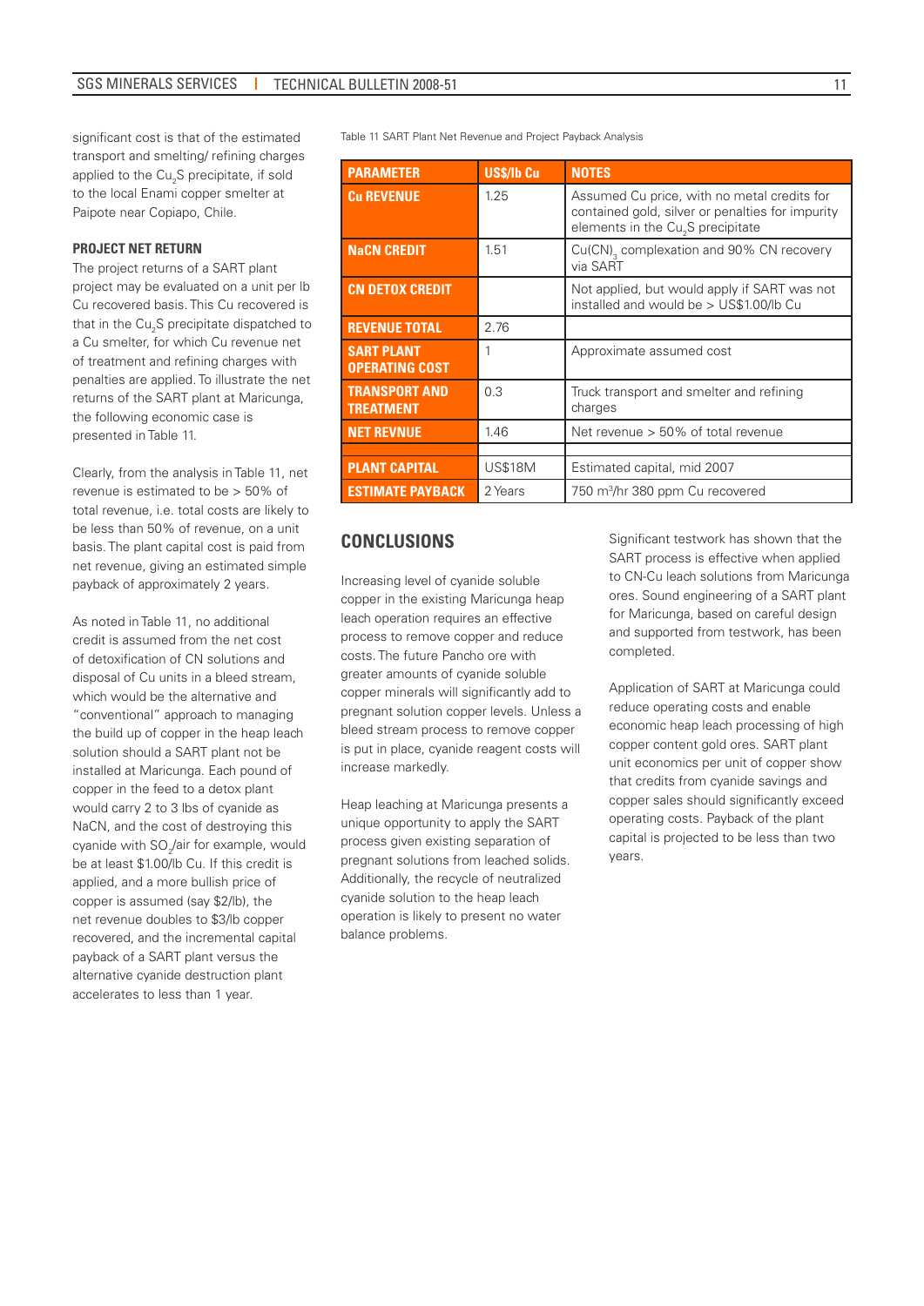significant cost is that of the estimated transport and smelting/ refining charges applied to the $Cu_2S$ precipitate, if sold to the local Enami copper smelter at Paipote near Copiapo, Chile.

### PROJECT NET RETURN

The project returns of a SART plant project may be evaluated on a unit per lb Cu recovered basis. This Cu recovered is that in the $Cu_2S$ precipitate dispatched to a Cu smelter, for which Cu revenue net of treatment and refining charges with penalties are applied. To illustrate the net returns of the SART plant at Maricunga, the following economic case is presented in Table 11.

Clearly, from the analysis in Table 11, net revenue is estimated to be > 50% of total revenue, i.e. total costs are likely to be less than 50% of revenue, on a unit basis. The plant capital cost is paid from net revenue, giving an estimated simple payback of approximately 2 years.

As noted in Table 11, no additional credit is assumed from the net cost of detoxification of CN solutions and disposal of Cu units in a bleed stream, which would be the alternative and "conventional" approach to managing the build up of copper in the heap leach solution should a SART plant not be installed at Maricunga. Each pound of copper in the feed to a detox plant would carry 2 to 3 lbs of cyanide as NaCN, and the cost of destroying this cyanide with $SO_2$/air for example, would be at least $1.00/lb Cu. If this credit is applied, and a more bullish price of copper is assumed (say $2/lb), the net revenue doubles to $3/lb copper recovered, and the incremental capital payback of a SART plant versus the alternative cyanide destruction plant accelerates to less than 1 year.

Table 11 SART Plant Net Revenue and Project Payback Analysis

| PARAMETER | US$/lb Cu | NOTES |
|---|---|---|
| **Cu REVENUE** | 1.25 | Assumed Cu price, with no metal credits for contained gold, silver or penalties for impurity elements in the $Cu_2S$ precipitate |
| **NaCN CREDIT** | 1.51 | $Cu(CN)_3$ complexation and 90% CN recovery via SART |
| **CN DETOX CREDIT** | | Not applied, but would apply if SART was not installed and would be > US$1.00/lb Cu |
| **REVENUE TOTAL** | 2.76 | |
| **SART PLANT OPERATING COST** | 1 | Approximate assumed cost |
| **TRANSPORT AND TREATMENT** | 0.3 | Truck transport and smelter and refining charges |
| **NET REVNUE** | 1.46 | Net revenue > 50% of total revenue |
| | | |
| **PLANT CAPITAL** | US$18M | Estimated capital, mid 2007 |
| **ESTIMATE PAYBACK** | 2 Years | 750 $m^3$/hr 380 ppm Cu recovered |

## CONCLUSIONS

Increasing level of cyanide soluble copper in the existing Maricunga heap leach operation requires an effective process to remove copper and reduce costs. The future Pancho ore with greater amounts of cyanide soluble copper minerals will significantly add to pregnant solution copper levels. Unless a bleed stream process to remove copper is put in place, cyanide reagent costs will increase markedly.

Heap leaching at Maricunga presents a unique opportunity to apply the SART process given existing separation of pregnant solutions from leached solids. Additionally, the recycle of neutralized cyanide solution to the heap leach operation is likely to present no water balance problems.

Significant testwork has shown that the SART process is effective when applied to CN-Cu leach solutions from Maricunga ores. Sound engineering of a SART plant for Maricunga, based on careful design and supported from testwork, has been completed.

Application of SART at Maricunga could reduce operating costs and enable economic heap leach processing of high copper content gold ores. SART plant unit economics per unit of copper show that credits from cyanide savings and copper sales should significantly exceed operating costs. Payback of the plant capital is projected to be less than two years.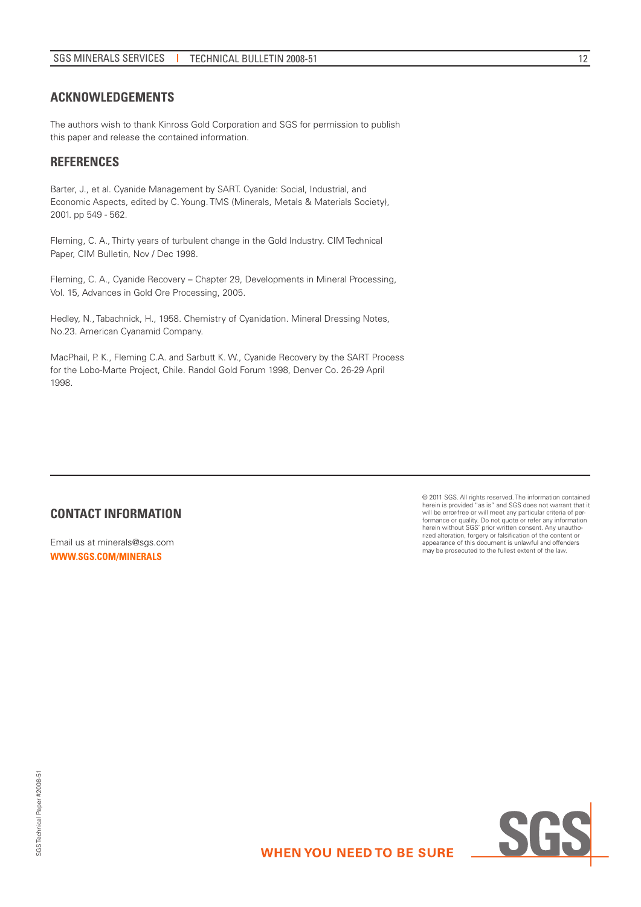## ACKNOWLEDGEMENTS

The authors wish to thank Kinross Gold Corporation and SGS for permission to publish this paper and release the contained information.

## REFERENCES

Barter, J., et al. Cyanide Management by SART. Cyanide: Social, Industrial, and Economic Aspects, edited by C. Young. TMS (Minerals, Metals & Materials Society), 2001. pp 549 - 562.

Fleming, C. A., Thirty years of turbulent change in the Gold Industry. CIM Technical Paper, CIM Bulletin, Nov / Dec 1998.

Fleming, C. A., Cyanide Recovery – Chapter 29, Developments in Mineral Processing, Vol. 15, Advances in Gold Ore Processing, 2005.

Hedley, N., Tabachnick, H., 1958. Chemistry of Cyanidation. Mineral Dressing Notes, No.23. American Cyanamid Company.

MacPhail, P. K., Fleming C.A. and Sarbutt K. W., Cyanide Recovery by the SART Process for the Lobo-Marte Project, Chile. Randol Gold Forum 1998, Denver Co. 26-29 April 1998.

## CONTACT INFORMATION

Email us at minerals@sgs.com

**WWW.SGS.COM/MINERALS**

© 2011 SGS. All rights reserved. The information contained herein is provided "as is" and SGS does not warrant that it will be error-free or will meet any particular criteria of performance or quality. Do not quote or refer any information herein without SGS' prior written consent. Any unauthorized alteration, forgery or falsification of the content or appearance of this document is unlawful and offenders may be prosecuted to the fullest extent of the law.

WHEN YOU NEED TO BE SURE

SGS